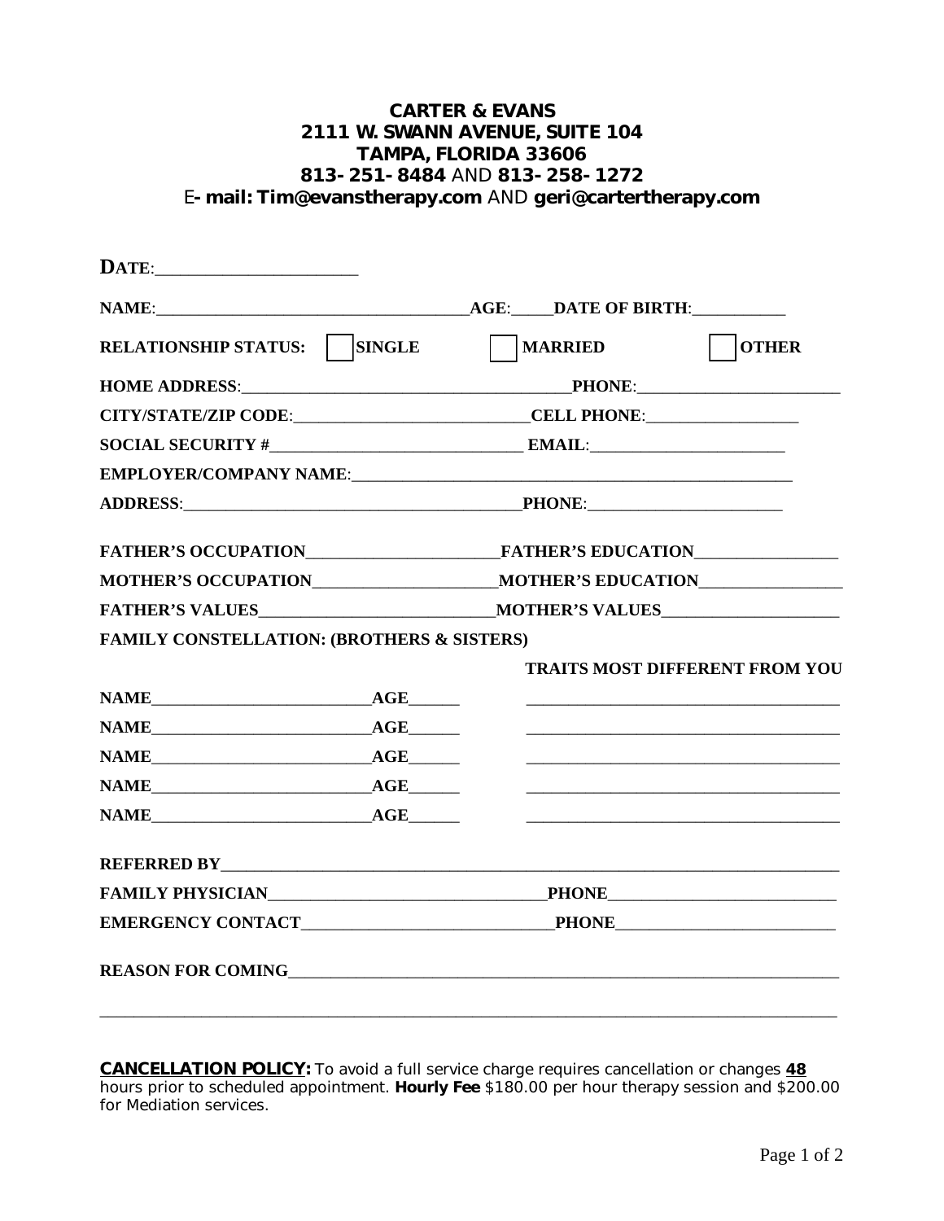**CARTER & EVANS**
**2111 W. SWANN AVENUE, SUITE 104**
**TAMPA, FLORIDA 33606**
**813-251-8484** AND **813-258-1272**
E**-mail: Tim@evanstherapy.com** AND **geri@cartertherapy.com**

**DATE**:_______________________

**NAME**:_____________________________________**AGE**:_____**DATE OF BIRTH**:___________

**RELATIONSHIP STATUS:** ☐ **SINGLE** ☐ **MARRIED** ☐ **OTHER**

**HOME ADDRESS**:_______________________________________**PHONE**:_______________________

**CITY/STATE/ZIP CODE**:___________________________**CELL PHONE**:__________________

**SOCIAL SECURITY #**_____________________________ **EMAIL**:_______________________

**EMPLOYER/COMPANY NAME**:_______________________________________________________

**ADDRESS**:_______________________________________**PHONE**:_______________________

**FATHER'S OCCUPATION**______________________**FATHER'S EDUCATION**________________

**MOTHER'S OCCUPATION**_____________________**MOTHER'S EDUCATION**________________

**FATHER'S VALUES**___________________________**MOTHER'S VALUES**____________________

**FAMILY CONSTELLATION: (BROTHERS & SISTERS)**

| | | **TRAITS MOST DIFFERENT FROM YOU** |
|---|---|---|
| **NAME**_________________________ | **AGE**______ | _____________________________________ |
| **NAME**_________________________ | **AGE**______ | _____________________________________ |
| **NAME**_________________________ | **AGE**______ | _____________________________________ |
| **NAME**_________________________ | **AGE**______ | _____________________________________ |
| **NAME**_________________________ | **AGE**______ | _____________________________________ |

**REFERRED BY**_____________________________________________________________________________

**FAMILY PHYSICIAN**________________________________**PHONE**__________________________

**EMERGENCY CONTACT**_____________________________**PHONE**_________________________

**REASON FOR COMING**_____________________________________________________________________

__________________________________________________________________________________________

**CANCELLATION POLICY:** To avoid a full service charge requires cancellation or changes **48** hours prior to scheduled appointment. **Hourly Fee** $180.00 per hour therapy session and $200.00 for Mediation services.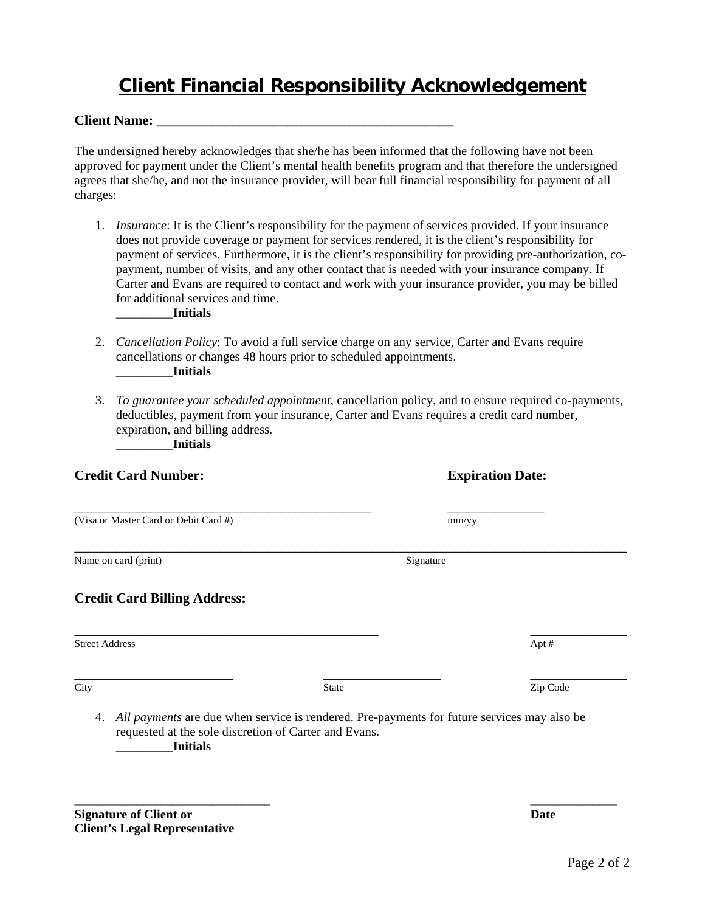# Client Financial Responsibility Acknowledgement

**Client Name: ___________________________________________**

The undersigned hereby acknowledges that she/he has been informed that the following have not been approved for payment under the Client's mental health benefits program and that therefore the undersigned agrees that she/he, and not the insurance provider, will bear full financial responsibility for payment of all charges:

1. *Insurance*: It is the Client's responsibility for the payment of services provided. If your insurance does not provide coverage or payment for services rendered, it is the client's responsibility for payment of services. Furthermore, it is the client's responsibility for providing pre-authorization, co-payment, number of visits, and any other contact that is needed with your insurance company. If Carter and Evans are required to contact and work with your insurance provider, you may be billed for additional services and time.
   _________**Initials**

2. *Cancellation Policy*: To avoid a full service charge on any service, Carter and Evans require cancellations or changes 48 hours prior to scheduled appointments.
   _________**Initials**

3. *To guarantee your scheduled appointment*, cancellation policy, and to ensure required co-payments, deductibles, payment from your insurance, Carter and Evans requires a credit card number, expiration, and billing address.
   _________**Initials**

**Credit Card Number:** **Expiration Date:**

__________________________________________________ _______________

(Visa or Master Card or Debit Card #) mm/yy

_____________________________________________________________________________________

Name on card (print) Signature

**Credit Card Billing Address:**

__________________________________________________ _______________

Street Address Apt #

__________________________ ____________________ _______________

City State Zip Code

4. *All payments* are due when service is rendered. Pre-payments for future services may also be requested at the sole discretion of Carter and Evans.
   _________**Initials**

________________________________ ______________

**Signature of Client or Client's Legal Representative** **Date**